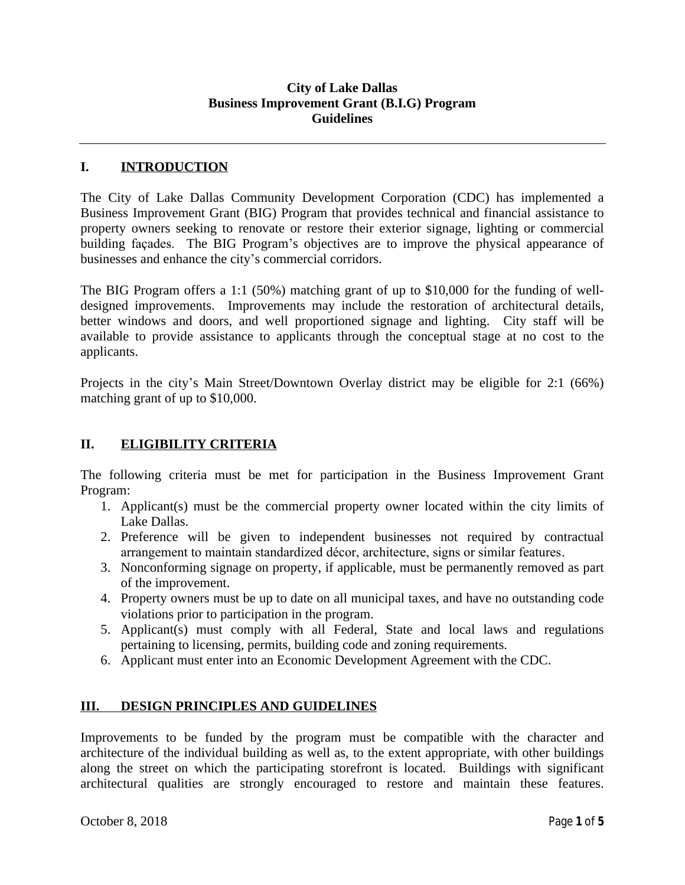**City of Lake Dallas**
**Business Improvement Grant (B.I.G) Program**
**Guidelines**

---

## I. INTRODUCTION

The City of Lake Dallas Community Development Corporation (CDC) has implemented a Business Improvement Grant (BIG) Program that provides technical and financial assistance to property owners seeking to renovate or restore their exterior signage, lighting or commercial building façades. The BIG Program's objectives are to improve the physical appearance of businesses and enhance the city's commercial corridors.

The BIG Program offers a 1:1 (50%) matching grant of up to $10,000 for the funding of well-designed improvements. Improvements may include the restoration of architectural details, better windows and doors, and well proportioned signage and lighting. City staff will be available to provide assistance to applicants through the conceptual stage at no cost to the applicants.

Projects in the city's Main Street/Downtown Overlay district may be eligible for 2:1 (66%) matching grant of up to $10,000.

## II. ELIGIBILITY CRITERIA

The following criteria must be met for participation in the Business Improvement Grant Program:

1. Applicant(s) must be the commercial property owner located within the city limits of Lake Dallas.
2. Preference will be given to independent businesses not required by contractual arrangement to maintain standardized décor, architecture, signs or similar features.
3. Nonconforming signage on property, if applicable, must be permanently removed as part of the improvement.
4. Property owners must be up to date on all municipal taxes, and have no outstanding code violations prior to participation in the program.
5. Applicant(s) must comply with all Federal, State and local laws and regulations pertaining to licensing, permits, building code and zoning requirements.
6. Applicant must enter into an Economic Development Agreement with the CDC.

## III. DESIGN PRINCIPLES AND GUIDELINES

Improvements to be funded by the program must be compatible with the character and architecture of the individual building as well as, to the extent appropriate, with other buildings along the street on which the participating storefront is located. Buildings with significant architectural qualities are strongly encouraged to restore and maintain these features.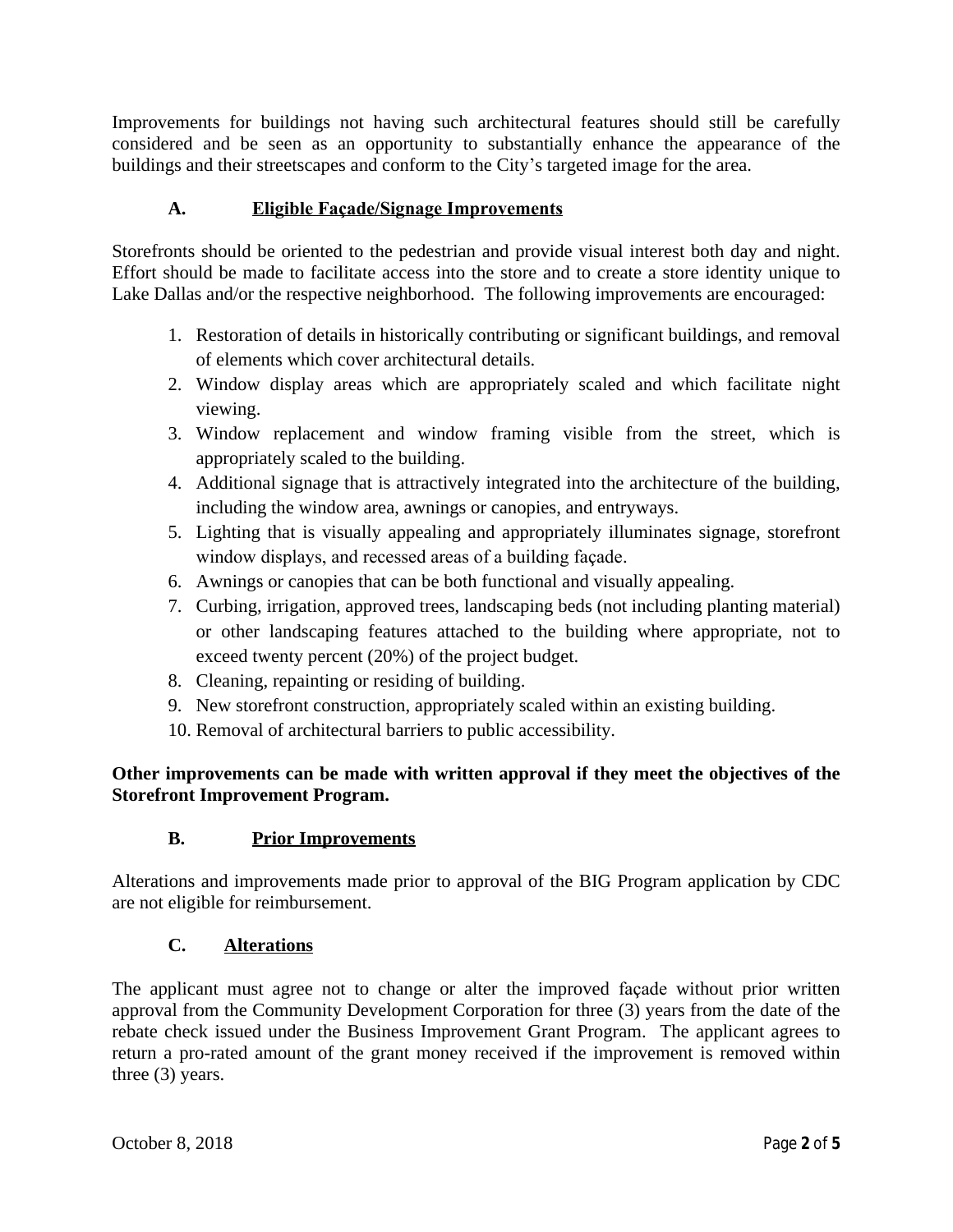Improvements for buildings not having such architectural features should still be carefully considered and be seen as an opportunity to substantially enhance the appearance of the buildings and their streetscapes and conform to the City's targeted image for the area.

### A. Eligible Façade/Signage Improvements

Storefronts should be oriented to the pedestrian and provide visual interest both day and night. Effort should be made to facilitate access into the store and to create a store identity unique to Lake Dallas and/or the respective neighborhood. The following improvements are encouraged:

1. Restoration of details in historically contributing or significant buildings, and removal of elements which cover architectural details.
2. Window display areas which are appropriately scaled and which facilitate night viewing.
3. Window replacement and window framing visible from the street, which is appropriately scaled to the building.
4. Additional signage that is attractively integrated into the architecture of the building, including the window area, awnings or canopies, and entryways.
5. Lighting that is visually appealing and appropriately illuminates signage, storefront window displays, and recessed areas of a building façade.
6. Awnings or canopies that can be both functional and visually appealing.
7. Curbing, irrigation, approved trees, landscaping beds (not including planting material) or other landscaping features attached to the building where appropriate, not to exceed twenty percent (20%) of the project budget.
8. Cleaning, repainting or residing of building.
9. New storefront construction, appropriately scaled within an existing building.
10. Removal of architectural barriers to public accessibility.

**Other improvements can be made with written approval if they meet the objectives of the Storefront Improvement Program.**

### B. Prior Improvements

Alterations and improvements made prior to approval of the BIG Program application by CDC are not eligible for reimbursement.

### C. Alterations

The applicant must agree not to change or alter the improved façade without prior written approval from the Community Development Corporation for three (3) years from the date of the rebate check issued under the Business Improvement Grant Program. The applicant agrees to return a pro-rated amount of the grant money received if the improvement is removed within three (3) years.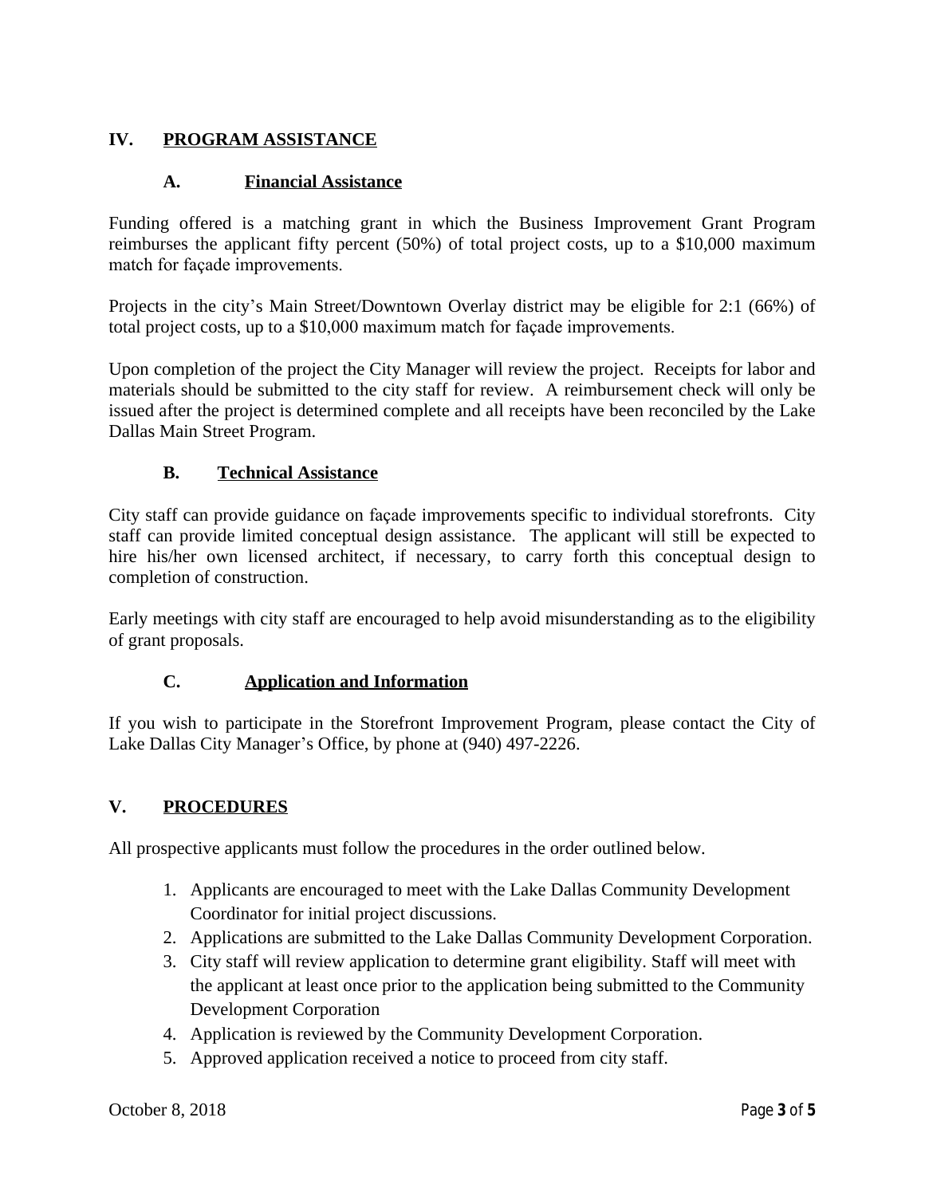## IV. PROGRAM ASSISTANCE

### A. Financial Assistance

Funding offered is a matching grant in which the Business Improvement Grant Program reimburses the applicant fifty percent (50%) of total project costs, up to a $10,000 maximum match for façade improvements.

Projects in the city's Main Street/Downtown Overlay district may be eligible for 2:1 (66%) of total project costs, up to a $10,000 maximum match for façade improvements.

Upon completion of the project the City Manager will review the project. Receipts for labor and materials should be submitted to the city staff for review. A reimbursement check will only be issued after the project is determined complete and all receipts have been reconciled by the Lake Dallas Main Street Program.

### B. Technical Assistance

City staff can provide guidance on façade improvements specific to individual storefronts. City staff can provide limited conceptual design assistance. The applicant will still be expected to hire his/her own licensed architect, if necessary, to carry forth this conceptual design to completion of construction.

Early meetings with city staff are encouraged to help avoid misunderstanding as to the eligibility of grant proposals.

### C. Application and Information

If you wish to participate in the Storefront Improvement Program, please contact the City of Lake Dallas City Manager's Office, by phone at (940) 497-2226.

## V. PROCEDURES

All prospective applicants must follow the procedures in the order outlined below.

1. Applicants are encouraged to meet with the Lake Dallas Community Development Coordinator for initial project discussions.
2. Applications are submitted to the Lake Dallas Community Development Corporation.
3. City staff will review application to determine grant eligibility. Staff will meet with the applicant at least once prior to the application being submitted to the Community Development Corporation
4. Application is reviewed by the Community Development Corporation.
5. Approved application received a notice to proceed from city staff.

October 8, 2018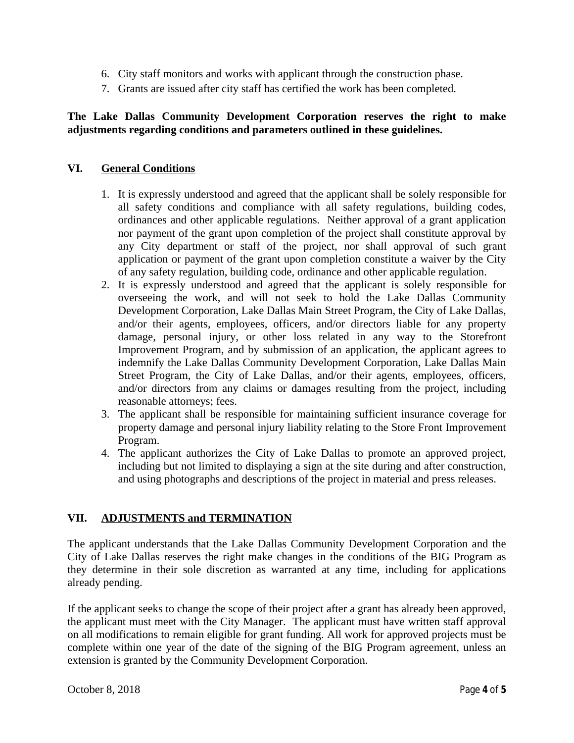6. City staff monitors and works with applicant through the construction phase.
7. Grants are issued after city staff has certified the work has been completed.

**The Lake Dallas Community Development Corporation reserves the right to make adjustments regarding conditions and parameters outlined in these guidelines.**

## VI. General Conditions

1. It is expressly understood and agreed that the applicant shall be solely responsible for all safety conditions and compliance with all safety regulations, building codes, ordinances and other applicable regulations. Neither approval of a grant application nor payment of the grant upon completion of the project shall constitute approval by any City department or staff of the project, nor shall approval of such grant application or payment of the grant upon completion constitute a waiver by the City of any safety regulation, building code, ordinance and other applicable regulation.
2. It is expressly understood and agreed that the applicant is solely responsible for overseeing the work, and will not seek to hold the Lake Dallas Community Development Corporation, Lake Dallas Main Street Program, the City of Lake Dallas, and/or their agents, employees, officers, and/or directors liable for any property damage, personal injury, or other loss related in any way to the Storefront Improvement Program, and by submission of an application, the applicant agrees to indemnify the Lake Dallas Community Development Corporation, Lake Dallas Main Street Program, the City of Lake Dallas, and/or their agents, employees, officers, and/or directors from any claims or damages resulting from the project, including reasonable attorneys; fees.
3. The applicant shall be responsible for maintaining sufficient insurance coverage for property damage and personal injury liability relating to the Store Front Improvement Program.
4. The applicant authorizes the City of Lake Dallas to promote an approved project, including but not limited to displaying a sign at the site during and after construction, and using photographs and descriptions of the project in material and press releases.

## VII. ADJUSTMENTS and TERMINATION

The applicant understands that the Lake Dallas Community Development Corporation and the City of Lake Dallas reserves the right make changes in the conditions of the BIG Program as they determine in their sole discretion as warranted at any time, including for applications already pending.

If the applicant seeks to change the scope of their project after a grant has already been approved, the applicant must meet with the City Manager. The applicant must have written staff approval on all modifications to remain eligible for grant funding. All work for approved projects must be complete within one year of the date of the signing of the BIG Program agreement, unless an extension is granted by the Community Development Corporation.

October 8, 2018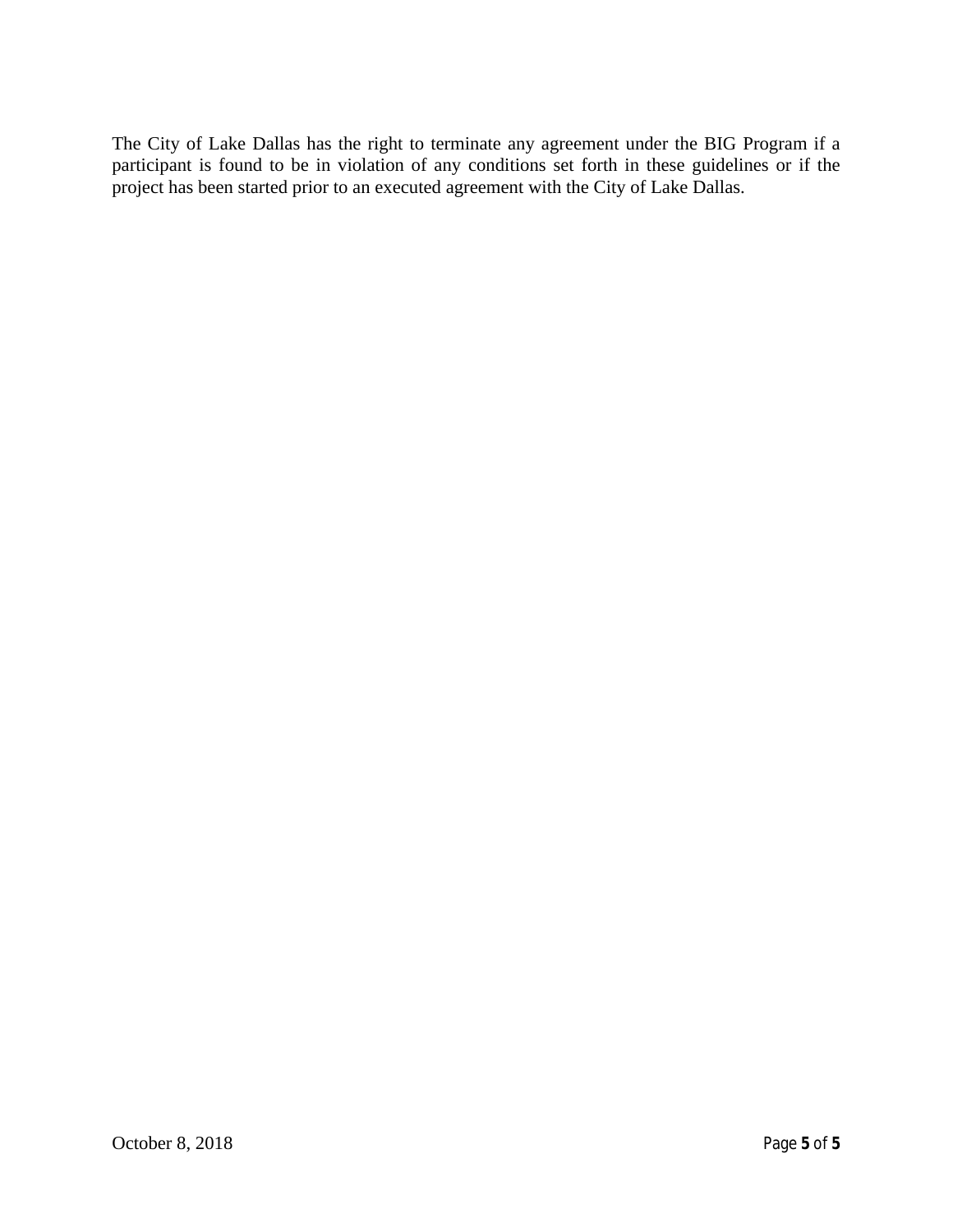The City of Lake Dallas has the right to terminate any agreement under the BIG Program if a participant is found to be in violation of any conditions set forth in these guidelines or if the project has been started prior to an executed agreement with the City of Lake Dallas.